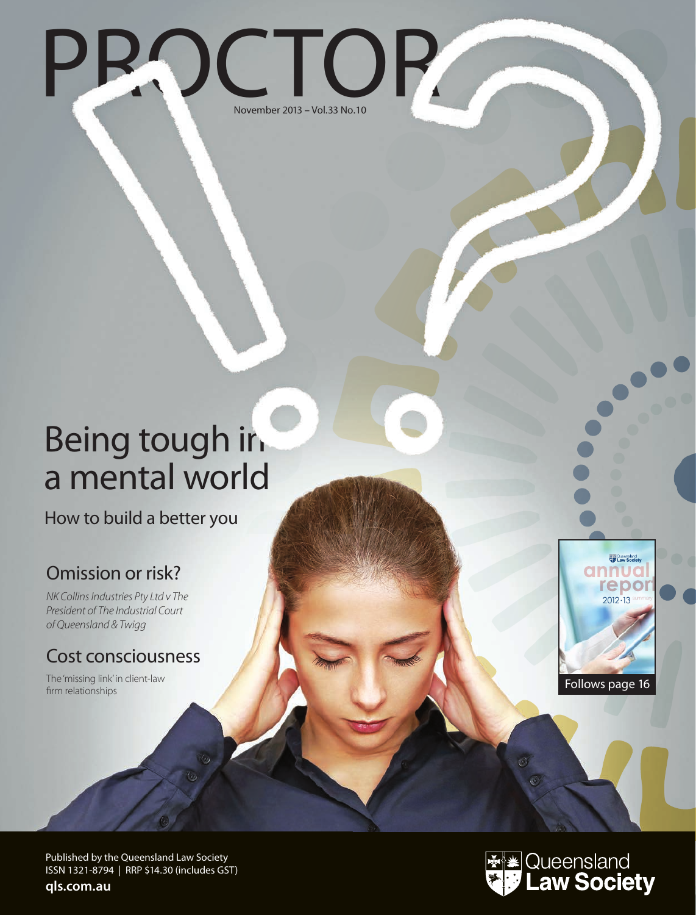# PROCTOR

November 2013 – Vol.33 No.10

## Being tough in a mental world

How to build a better you

## Omission or risk?

*NK Collins Industries Pty Ltd v The President of The Industrial Court of Queensland & Twigg*

## Cost consciousness

The 'missing link' in client-law firm relationships

Queensland Law Society annual report 2012-13 summary

Follows page 16

Published by the Queensland Law Society
ISSN 1321-8794 | RRP $14.30 (includes GST)

**qls.com.au**

Queensland Law Society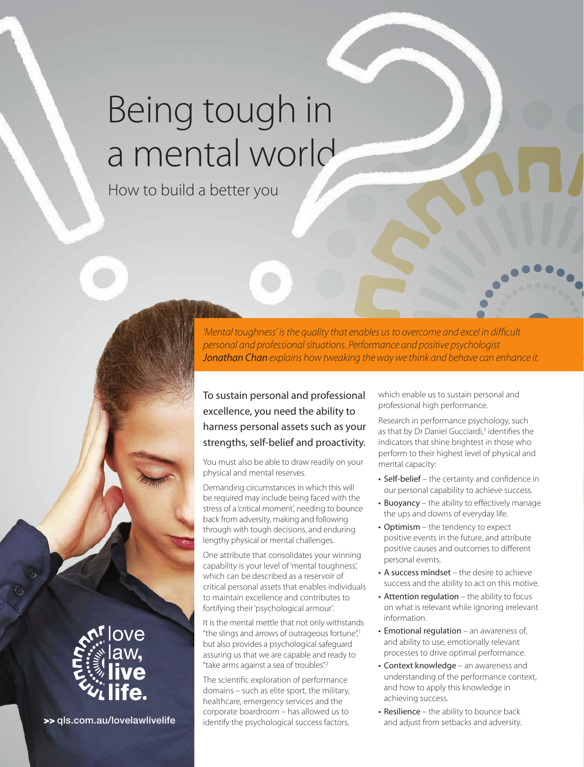# Being tough in a mental world

## How to build a better you

*'Mental toughness' is the quality that enables us to overcome and excel in difficult personal and professional situations. Performance and positive psychologist **Jonathan Chan** explains how tweaking the way we think and behave can enhance it.*

To sustain personal and professional excellence, you need the ability to harness personal assets such as your strengths, self-belief and proactivity.

You must also be able to draw readily on your physical and mental reserves.

Demanding circumstances in which this will be required may include being faced with the stress of a 'critical moment', needing to bounce back from adversity, making and following through with tough decisions, and enduring lengthy physical or mental challenges.

One attribute that consolidates your winning capability is your level of 'mental toughness', which can be described as a reservoir of critical personal assets that enables individuals to maintain excellence and contributes to fortifying their 'psychological armour'.

It is the mental mettle that not only withstands "the slings and arrows of outrageous fortune",[1] but also provides a psychological safeguard assuring us that we are capable and ready to "take arms against a sea of troubles".[2]

The scientific exploration of performance domains – such as elite sport, the military, healthcare, emergency services and the corporate boardroom – has allowed us to identify the psychological success factors, which enable us to sustain personal and professional high performance.

Research in performance psychology, such as that by Dr Daniel Gucciardi,[3] identifies the indicators that shine brightest in those who perform to their highest level of physical and mental capacity:

- Self-belief – the certainty and confidence in our personal capability to achieve success.
- Buoyancy – the ability to effectively manage the ups and downs of everyday life.
- Optimism – the tendency to expect positive events in the future, and attribute positive causes and outcomes to different personal events.
- A success mindset – the desire to achieve success and the ability to act on this motive.
- Attention regulation – the ability to focus on what is relevant while ignoring irrelevant information.
- Emotional regulation – an awareness of, and ability to use, emotionally relevant processes to drive optimal performance.
- Context knowledge – an awareness and understanding of the performance context, and how to apply this knowledge in achieving success.
- Resilience – the ability to bounce back and adjust from setbacks and adversity.

love law, live life.

>> qls.com.au/lovelawlivelife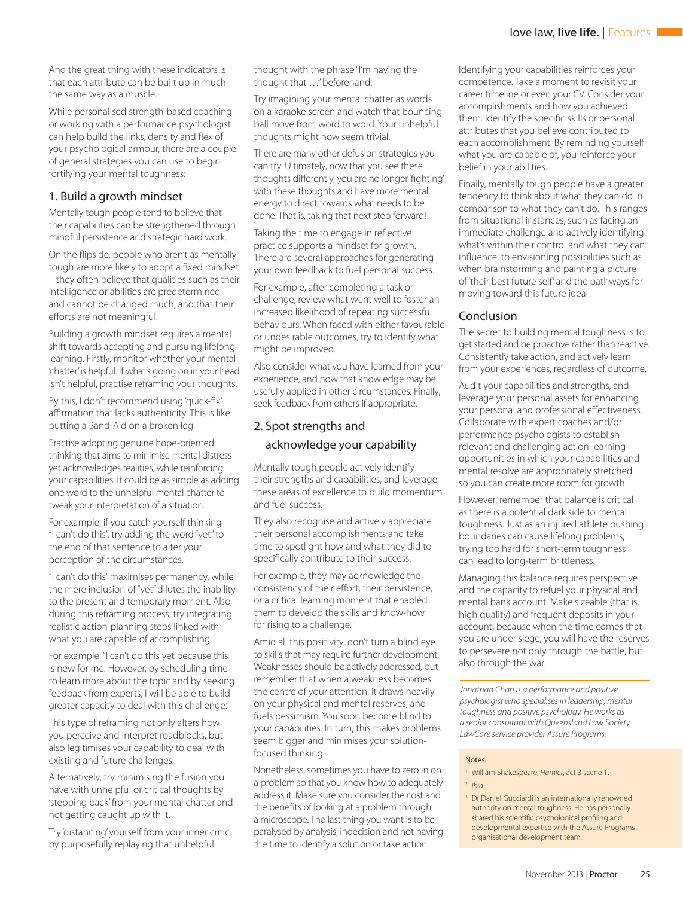And the great thing with these indicators is that each attribute can be built up in much the same way as a muscle.

While personalised strength-based coaching or working with a performance psychologist can help build the links, density and flex of your psychological armour, there are a couple of general strategies you can use to begin fortifying your mental toughness:

## 1. Build a growth mindset

Mentally tough people tend to believe that their capabilities can be strengthened through mindful persistence and strategic hard work.

On the flipside, people who aren't as mentally tough are more likely to adopt a fixed mindset – they often believe that qualities such as their intelligence or abilities are predetermined and cannot be changed much, and that their efforts are not meaningful.

Building a growth mindset requires a mental shift towards accepting and pursuing lifelong learning. Firstly, monitor whether your mental 'chatter' is helpful. If what's going on in your head isn't helpful, practise reframing your thoughts.

By this, I don't recommend using 'quick-fix' affirmation that lacks authenticity. This is like putting a Band-Aid on a broken leg.

Practise adopting genuine hope-oriented thinking that aims to minimise mental distress yet acknowledges realities, while reinforcing your capabilities. It could be as simple as adding one word to the unhelpful mental chatter to tweak your interpretation of a situation.

For example, if you catch yourself thinking "I can't do this", try adding the word "yet" to the end of that sentence to alter your perception of the circumstances.

"I can't do this" maximises permanency, while the mere inclusion of "yet" dilutes the inability to the present and temporary moment. Also, during this reframing process, try integrating realistic action-planning steps linked with what you are capable of accomplishing.

For example: "I can't do this yet because this is new for me. However, by scheduling time to learn more about the topic and by seeking feedback from experts, I will be able to build greater capacity to deal with this challenge."

This type of reframing not only alters how you perceive and interpret roadblocks, but also legitimises your capability to deal with existing and future challenges.

Alternatively, try minimising the fusion you have with unhelpful or critical thoughts by 'stepping back' from your mental chatter and not getting caught up with it.

Try 'distancing' yourself from your inner critic by purposefully replaying that unhelpful thought with the phrase "I'm having the thought that …" beforehand.

Try imagining your mental chatter as words on a karaoke screen and watch that bouncing ball move from word to word. Your unhelpful thoughts might now seem trivial.

There are many other defusion strategies you can try. Ultimately, now that you see these thoughts differently, you are no longer 'fighting' with these thoughts and have more mental energy to direct towards what needs to be done. That is, taking that next step forward!

Taking the time to engage in reflective practice supports a mindset for growth. There are several approaches for generating your own feedback to fuel personal success.

For example, after completing a task or challenge, review what went well to foster an increased likelihood of repeating successful behaviours. When faced with either favourable or undesirable outcomes, try to identify what might be improved.

Also consider what you have learned from your experience, and how that knowledge may be usefully applied in other circumstances. Finally, seek feedback from others if appropriate.

## 2. Spot strengths and acknowledge your capability

Mentally tough people actively identify their strengths and capabilities, and leverage these areas of excellence to build momentum and fuel success.

They also recognise and actively appreciate their personal accomplishments and take time to spotlight how and what they did to specifically contribute to their success.

For example, they may acknowledge the consistency of their effort, their persistence, or a critical learning moment that enabled them to develop the skills and know-how for rising to a challenge.

Amid all this positivity, don't turn a blind eye to skills that may require further development. Weaknesses should be actively addressed, but remember that when a weakness becomes the centre of your attention, it draws heavily on your physical and mental reserves, and fuels pessimism. You soon become blind to your capabilities. In turn, this makes problems seem bigger and minimises your solution-focused thinking.

Nonetheless, sometimes you have to zero in on a problem so that you know how to adequately address it. Make sure you consider the cost and the benefits of looking at a problem through a microscope. The last thing you want is to be paralysed by analysis, indecision and not having the time to identify a solution or take action.

Identifying your capabilities reinforces your competence. Take a moment to revisit your career timeline or even your CV. Consider your accomplishments and how you achieved them. Identify the specific skills or personal attributes that you believe contributed to each accomplishment. By reminding yourself what you are capable of, you reinforce your belief in your abilities.

Finally, mentally tough people have a greater tendency to think about what they can do in comparison to what they can't do. This ranges from situational instances, such as facing an immediate challenge and actively identifying what's within their control and what they can influence, to envisioning possibilities such as when brainstorming and painting a picture of 'their best future self' and the pathways for moving toward this future ideal.

## Conclusion

The secret to building mental toughness is to get started and be proactive rather than reactive. Consistently take action, and actively learn from your experiences, regardless of outcome.

Audit your capabilities and strengths, and leverage your personal assets for enhancing your personal and professional effectiveness. Collaborate with expert coaches and/or performance psychologists to establish relevant and challenging action-learning opportunities in which your capabilities and mental resolve are appropriately stretched so you can create more room for growth.

However, remember that balance is critical as there is a potential dark side to mental toughness. Just as an injured athlete pushing boundaries can cause lifelong problems, trying too hard for short-term toughness can lead to long-term brittleness.

Managing this balance requires perspective and the capacity to refuel your physical and mental bank account. Make sizeable (that is, high quality) and frequent deposits in your account, because when the time comes that you are under siege, you will have the reserves to persevere not only through the battle, but also through the war.

*Jonathan Chan is a performance and positive psychologist who specialises in leadership, mental toughness and positive psychology. He works as a senior consultant with Queensland Law Society LawCare service provider Assure Programs.*

### Notes

1. William Shakespeare, *Hamlet*, act 3 scene 1.
2. *Ibid.*
3. Dr Daniel Gucciardi is an internationally renowned authority on mental toughness. He has personally shared his scientific psychological profiling and developmental expertise with the Assure Programs organisational development team.